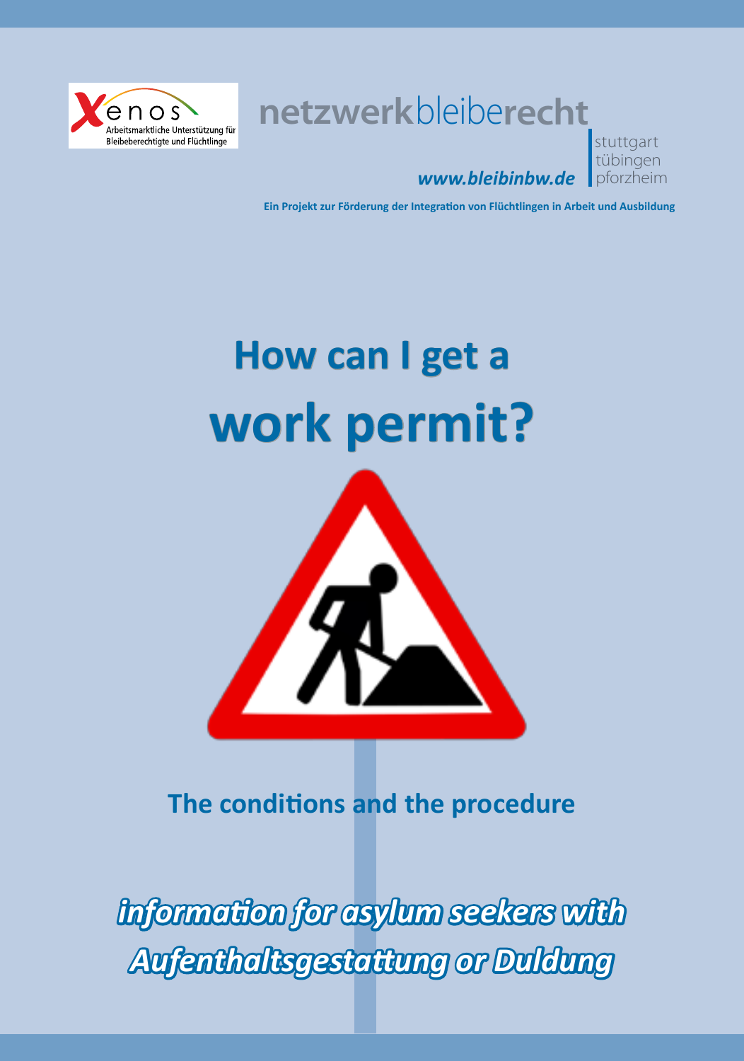Xenos Arbeitsmarktliche Unterstützung für Bleibeberechtigte und Flüchtlinge

netzwerkbleiberecht

stuttgart
tübingen
pforzheim

*www.bleibinbw.de*

**Ein Projekt zur Förderung der Integration von Flüchtlingen in Arbeit und Ausbildung**

# How can I get a work permit?

## The conditions and the procedure

***information for asylum seekers with Aufenthaltsgestattung or Duldung***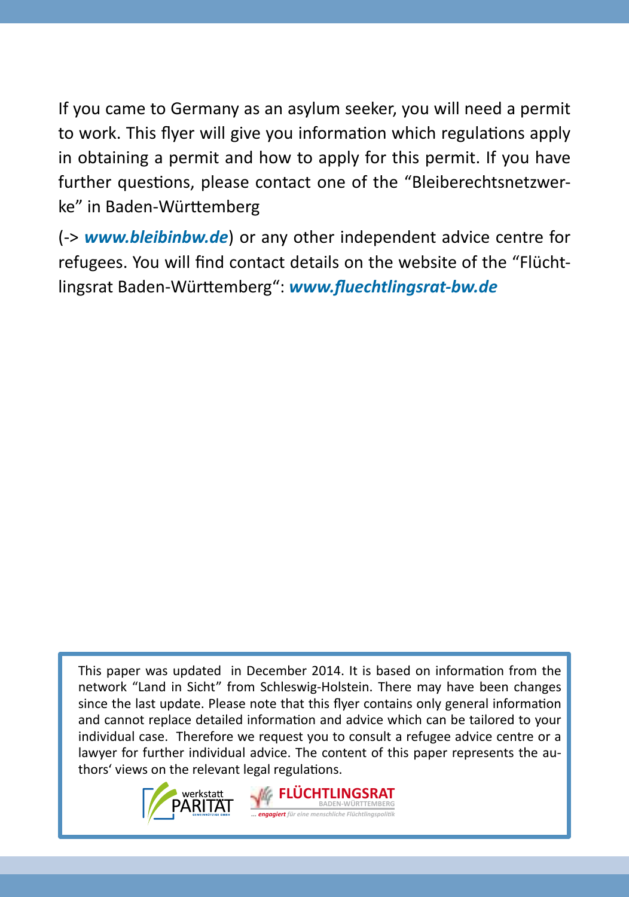If you came to Germany as an asylum seeker, you will need a permit to work. This flyer will give you information which regulations apply in obtaining a permit and how to apply for this permit. If you have further questions, please contact one of the "Bleiberechtsnetzwerke" in Baden-Württemberg

(-> ***www.bleibinbw.de***) or any other independent advice centre for refugees. You will find contact details on the website of the "Flüchtlingsrat Baden-Württemberg": ***www.fluechtlingsrat-bw.de***

This paper was updated in December 2014. It is based on information from the network "Land in Sicht" from Schleswig-Holstein. There may have been changes since the last update. Please note that this flyer contains only general information and cannot replace detailed information and advice which can be tailored to your individual case. Therefore we request you to consult a refugee advice centre or a lawyer for further individual advice. The content of this paper represents the authors' views on the relevant legal regulations.

werkstatt PARITÄT GEMEINNÜTZIGE GMBH

FLÜCHTLINGSRAT BADEN-WÜRTTEMBERG
... *engagiert für eine menschliche Flüchtlingspolitik*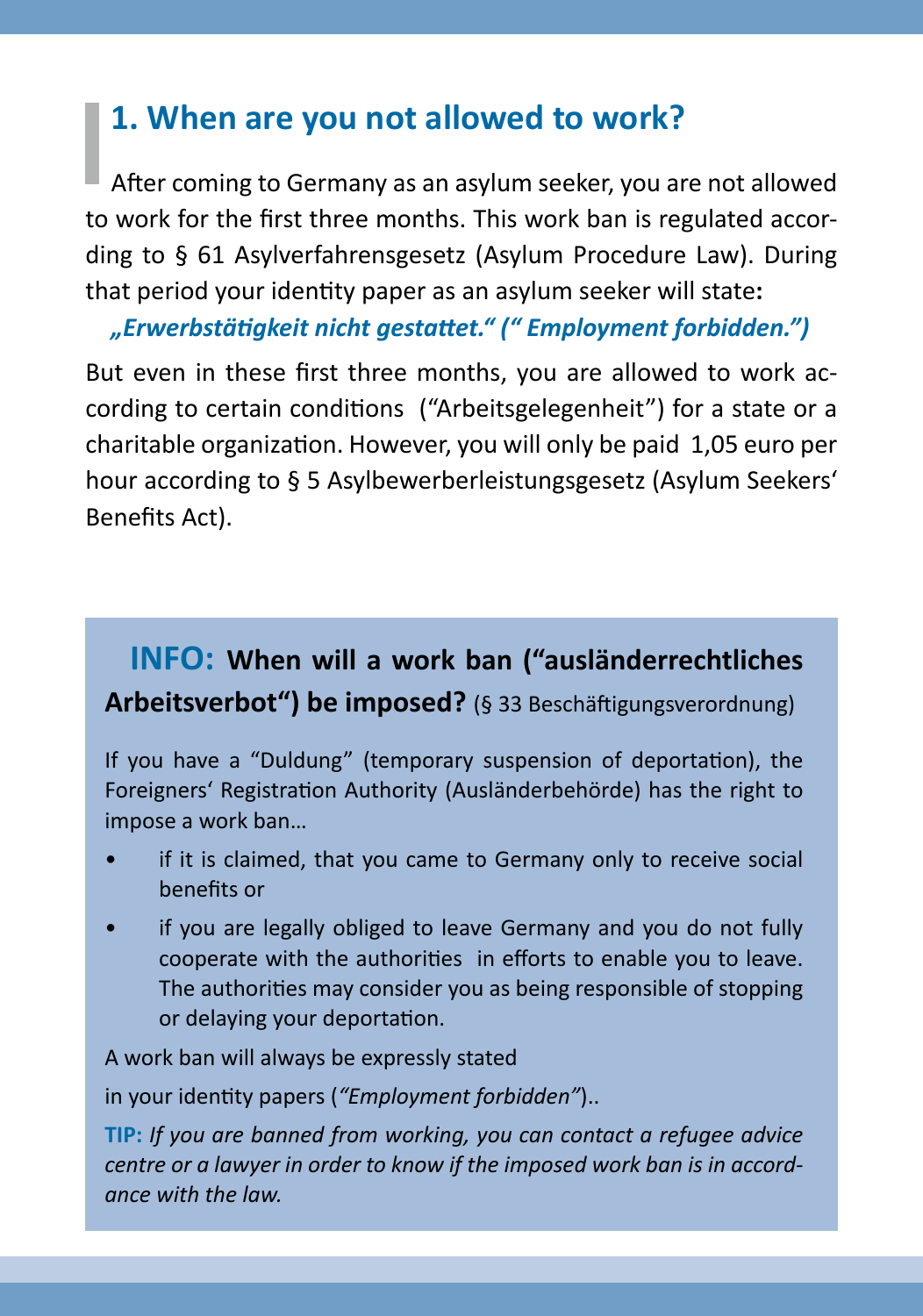## 1. When are you not allowed to work?

After coming to Germany as an asylum seeker, you are not allowed to work for the first three months. This work ban is regulated according to § 61 Asylverfahrensgesetz (Asylum Procedure Law). During that period your identity paper as an asylum seeker will state:

***„Erwerbstätigkeit nicht gestattet.“ (“ Employment forbidden.”)***

But even in these first three months, you are allowed to work according to certain conditions (“Arbeitsgelegenheit”) for a state or a charitable organization. However, you will only be paid 1,05 euro per hour according to § 5 Asylbewerberleistungsgesetz (Asylum Seekers‘ Benefits Act).

**INFO: When will a work ban (“ausländerrechtliches Arbeitsverbot“) be imposed?** (§ 33 Beschäftigungsverordnung)

If you have a “Duldung” (temporary suspension of deportation), the Foreigners‘ Registration Authority (Ausländerbehörde) has the right to impose a work ban…

- if it is claimed, that you came to Germany only to receive social benefits or
- if you are legally obliged to leave Germany and you do not fully cooperate with the authorities in efforts to enable you to leave. The authorities may consider you as being responsible of stopping or delaying your deportation.

A work ban will always be expressly stated

in your identity papers (*“Employment forbidden”*)..

**TIP:** *If you are banned from working, you can contact a refugee advice centre or a lawyer in order to know if the imposed work ban is in accordance with the law.*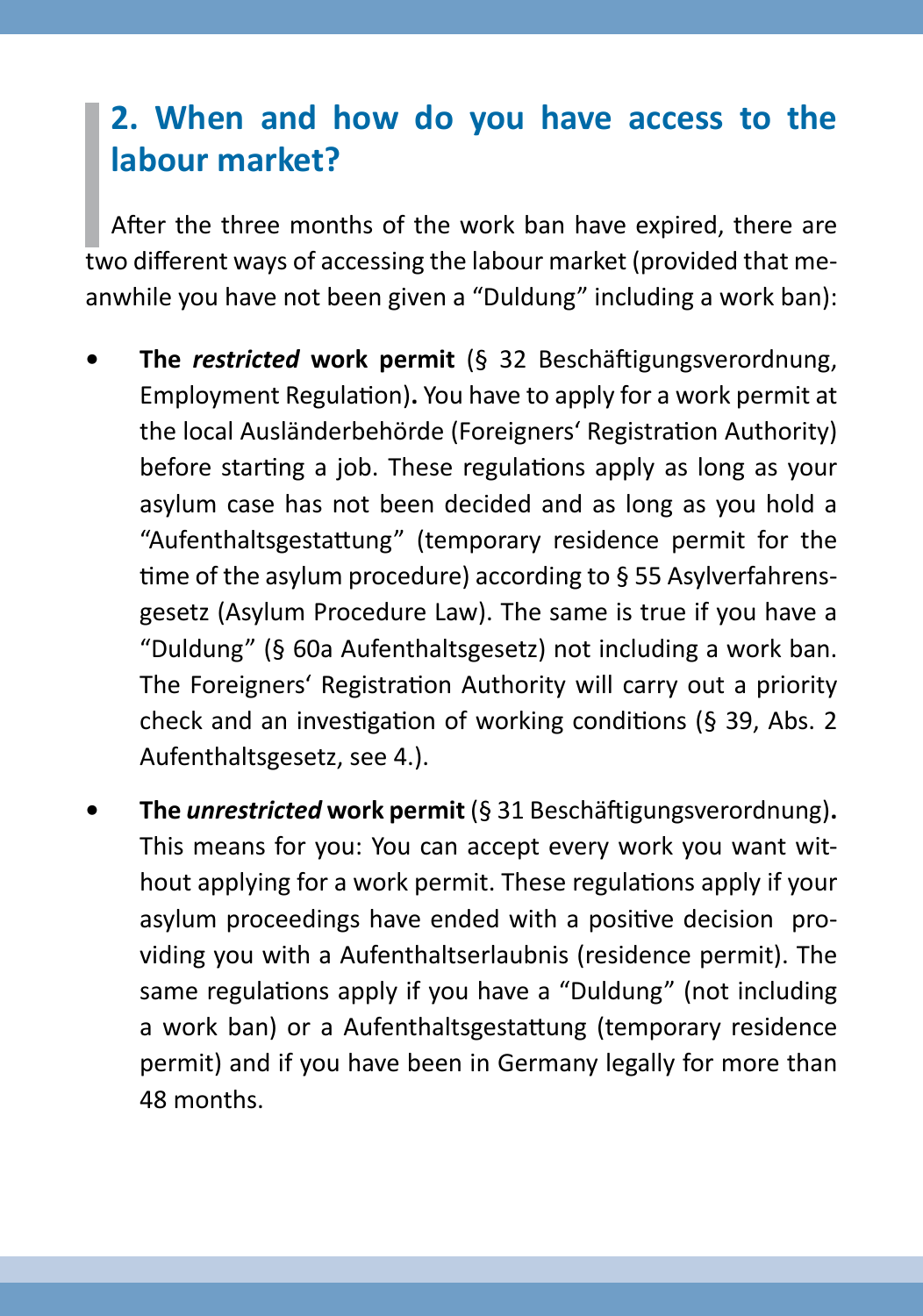## 2. When and how do you have access to the labour market?

After the three months of the work ban have expired, there are two different ways of accessing the labour market (provided that meanwhile you have not been given a "Duldung" including a work ban):

- **The *restricted* work permit** (§ 32 Beschäftigungsverordnung, Employment Regulation)**.** You have to apply for a work permit at the local Ausländerbehörde (Foreigners' Registration Authority) before starting a job. These regulations apply as long as your asylum case has not been decided and as long as you hold a "Aufenthaltsgestattung" (temporary residence permit for the time of the asylum procedure) according to § 55 Asylverfahrensgesetz (Asylum Procedure Law). The same is true if you have a "Duldung" (§ 60a Aufenthaltsgesetz) not including a work ban. The Foreigners' Registration Authority will carry out a priority check and an investigation of working conditions (§ 39, Abs. 2 Aufenthaltsgesetz, see 4.).

- **The *unrestricted* work permit** (§ 31 Beschäftigungsverordnung)**.** This means for you: You can accept every work you want without applying for a work permit. These regulations apply if your asylum proceedings have ended with a positive decision providing you with a Aufenthaltserlaubnis (residence permit). The same regulations apply if you have a "Duldung" (not including a work ban) or a Aufenthaltsgestattung (temporary residence permit) and if you have been in Germany legally for more than 48 months.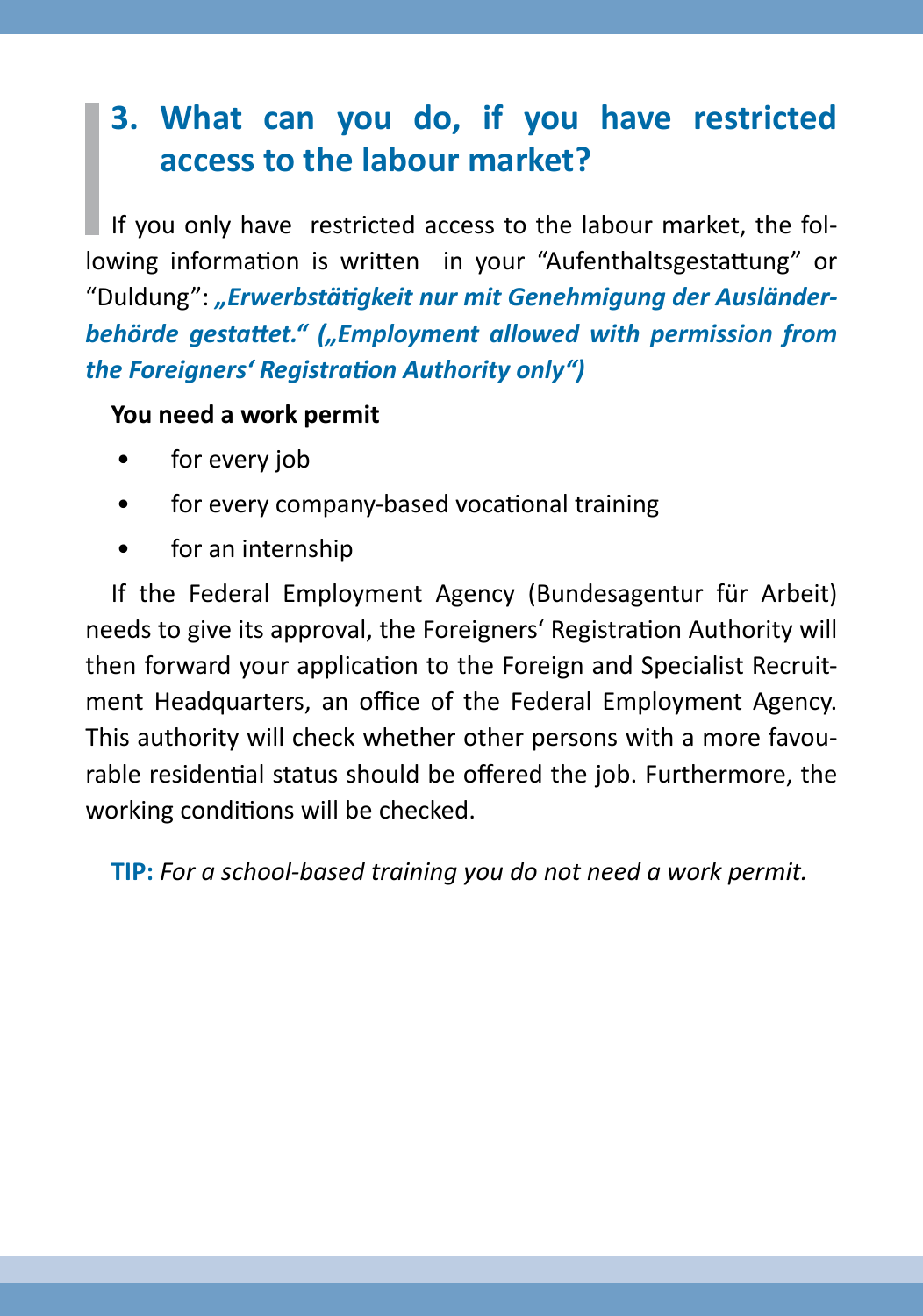## 3. What can you do, if you have restricted access to the labour market?

If you only have restricted access to the labour market, the following information is written in your "Aufenthaltsgestattung" or "Duldung": ***„Erwerbstätigkeit nur mit Genehmigung der Ausländerbehörde gestattet." („Employment allowed with permission from the Foreigners' Registration Authority only")***

**You need a work permit**

- for every job
- for every company-based vocational training
- for an internship

If the Federal Employment Agency (Bundesagentur für Arbeit) needs to give its approval, the Foreigners' Registration Authority will then forward your application to the Foreign and Specialist Recruitment Headquarters, an office of the Federal Employment Agency. This authority will check whether other persons with a more favourable residential status should be offered the job. Furthermore, the working conditions will be checked.

**TIP:** *For a school-based training you do not need a work permit.*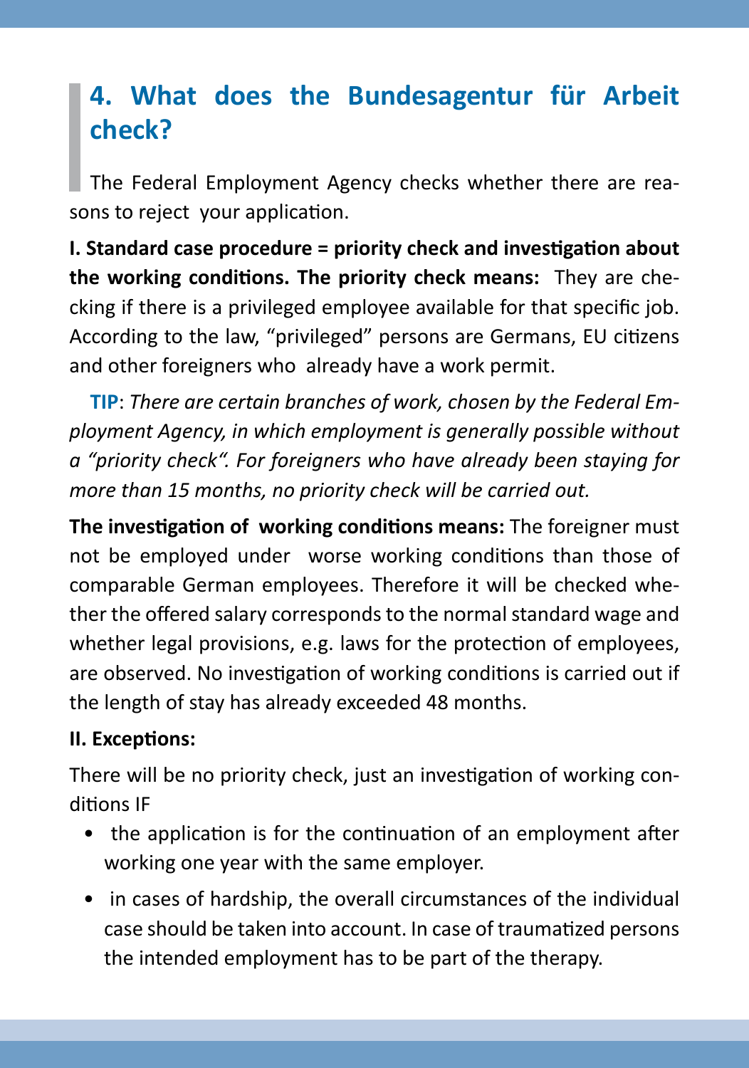## 4. What does the Bundesagentur für Arbeit check?

The Federal Employment Agency checks whether there are reasons to reject your application.

**I. Standard case procedure = priority check and investigation about the working conditions. The priority check means:** They are checking if there is a privileged employee available for that specific job. According to the law, "privileged" persons are Germans, EU citizens and other foreigners who already have a work permit.

**TIP**: *There are certain branches of work, chosen by the Federal Employment Agency, in which employment is generally possible without a "priority check". For foreigners who have already been staying for more than 15 months, no priority check will be carried out.*

**The investigation of working conditions means:** The foreigner must not be employed under worse working conditions than those of comparable German employees. Therefore it will be checked whether the offered salary corresponds to the normal standard wage and whether legal provisions, e.g. laws for the protection of employees, are observed. No investigation of working conditions is carried out if the length of stay has already exceeded 48 months.

**II. Exceptions:**

There will be no priority check, just an investigation of working conditions IF

- the application is for the continuation of an employment after working one year with the same employer.
- in cases of hardship, the overall circumstances of the individual case should be taken into account. In case of traumatized persons the intended employment has to be part of the therapy.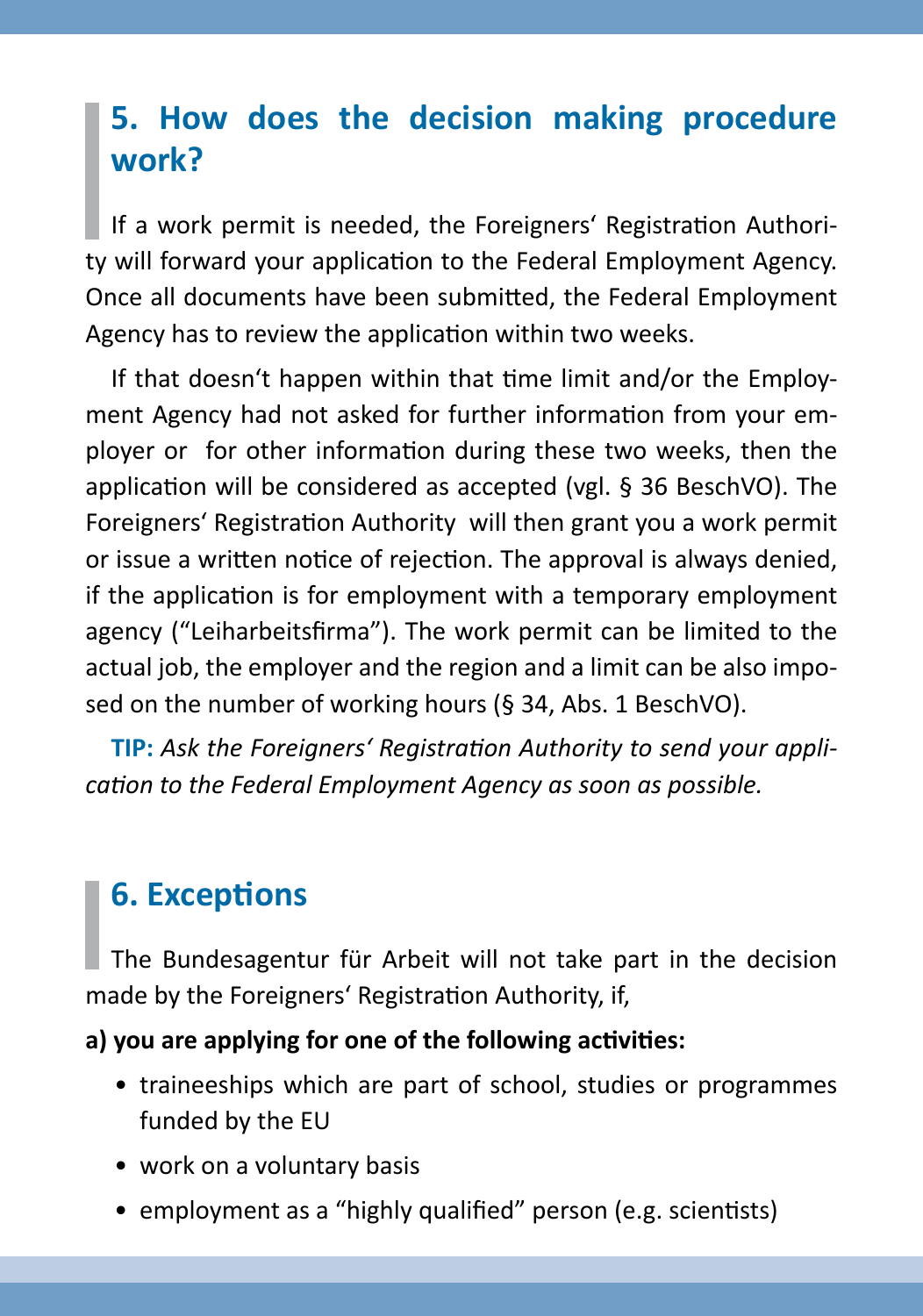## 5. How does the decision making procedure work?

If a work permit is needed, the Foreigners' Registration Authority will forward your application to the Federal Employment Agency. Once all documents have been submitted, the Federal Employment Agency has to review the application within two weeks.

If that doesn't happen within that time limit and/or the Employment Agency had not asked for further information from your employer or for other information during these two weeks, then the application will be considered as accepted (vgl. § 36 BeschVO). The Foreigners' Registration Authority will then grant you a work permit or issue a written notice of rejection. The approval is always denied, if the application is for employment with a temporary employment agency ("Leiharbeitsfirma"). The work permit can be limited to the actual job, the employer and the region and a limit can be also imposed on the number of working hours (§ 34, Abs. 1 BeschVO).

**TIP:** *Ask the Foreigners' Registration Authority to send your application to the Federal Employment Agency as soon as possible.*

## 6. Exceptions

The Bundesagentur für Arbeit will not take part in the decision made by the Foreigners' Registration Authority, if,

**a) you are applying for one of the following activities:**

- traineeships which are part of school, studies or programmes funded by the EU
- work on a voluntary basis
- employment as a "highly qualified" person (e.g. scientists)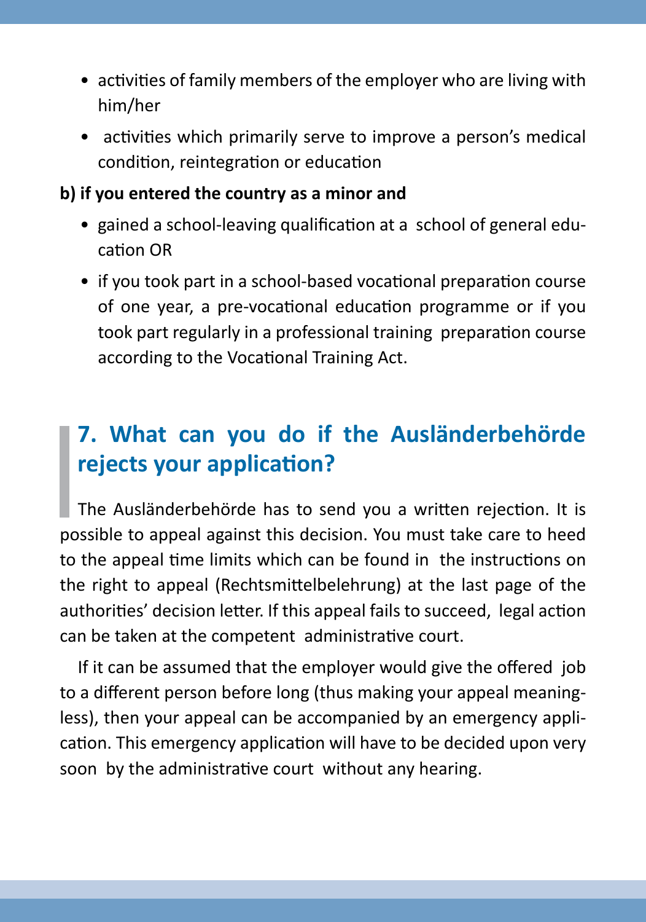- activities of family members of the employer who are living with him/her
- activities which primarily serve to improve a person's medical condition, reintegration or education

**b) if you entered the country as a minor and**

- gained a school-leaving qualification at a school of general education OR
- if you took part in a school-based vocational preparation course of one year, a pre-vocational education programme or if you took part regularly in a professional training preparation course according to the Vocational Training Act.

## 7. What can you do if the Ausländerbehörde rejects your application?

The Ausländerbehörde has to send you a written rejection. It is possible to appeal against this decision. You must take care to heed to the appeal time limits which can be found in the instructions on the right to appeal (Rechtsmittelbelehrung) at the last page of the authorities' decision letter. If this appeal fails to succeed, legal action can be taken at the competent administrative court.

If it can be assumed that the employer would give the offered job to a different person before long (thus making your appeal meaningless), then your appeal can be accompanied by an emergency application. This emergency application will have to be decided upon very soon by the administrative court without any hearing.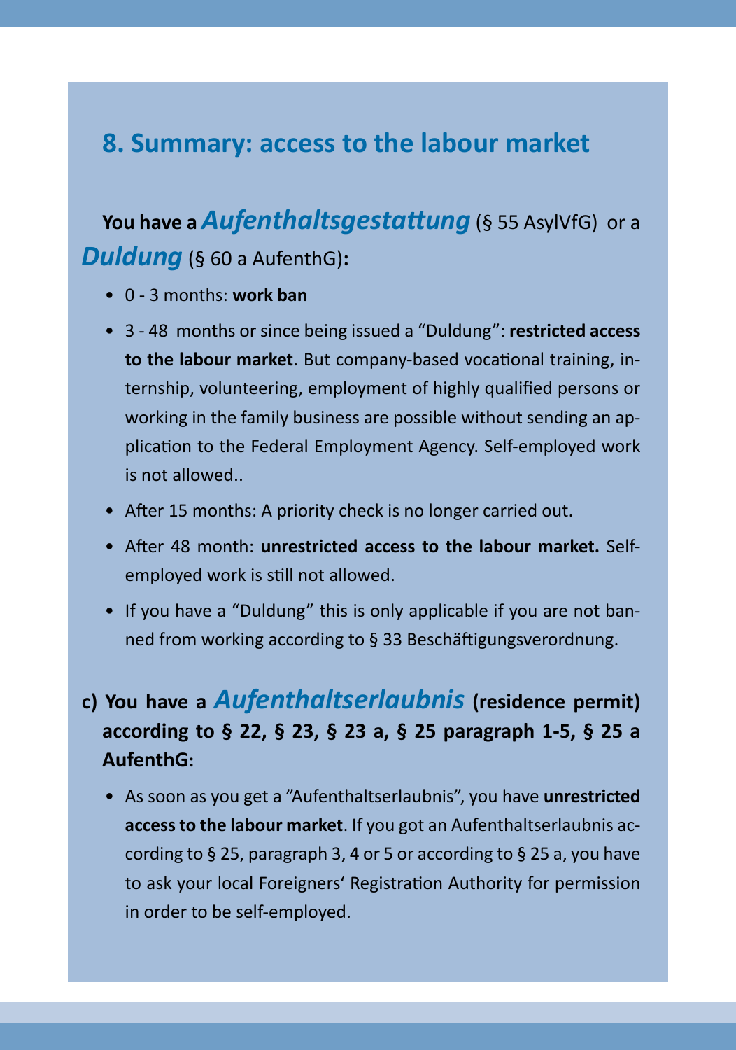## 8. Summary: access to the labour market

**You have a *Aufenthaltsgestattung*** (§ 55 AsylVfG) or a ***Duldung*** (§ 60 a AufenthG)**:**

- 0 - 3 months: **work ban**
- 3 - 48 months or since being issued a "Duldung": **restricted access to the labour market**. But company-based vocational training, internship, volunteering, employment of highly qualified persons or working in the family business are possible without sending an application to the Federal Employment Agency. Self-employed work is not allowed..
- After 15 months: A priority check is no longer carried out.
- After 48 month: **unrestricted access to the labour market.** Self-employed work is still not allowed.
- If you have a "Duldung" this is only applicable if you are not banned from working according to § 33 Beschäftigungsverordnung.

**c) You have a *Aufenthaltserlaubnis* (residence permit) according to § 22, § 23, § 23 a, § 25 paragraph 1-5, § 25 a AufenthG:**

- As soon as you get a "Aufenthaltserlaubnis", you have **unrestricted access to the labour market**. If you got an Aufenthaltserlaubnis according to § 25, paragraph 3, 4 or 5 or according to § 25 a, you have to ask your local Foreigners' Registration Authority for permission in order to be self-employed.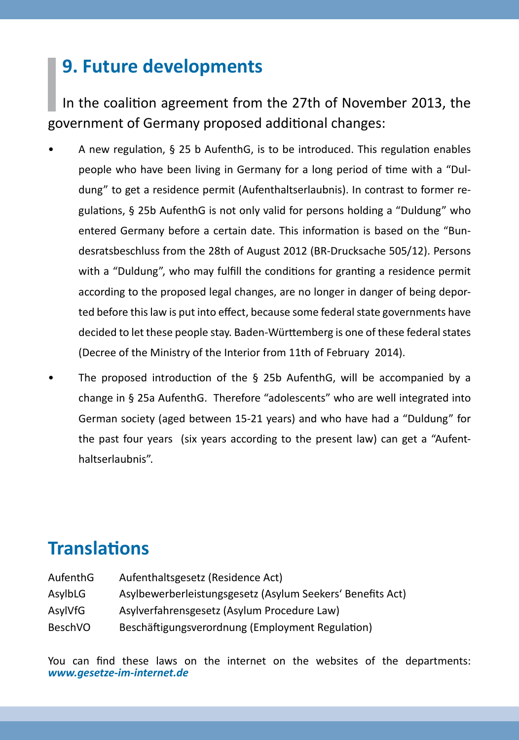## 9. Future developments

In the coalition agreement from the 27th of November 2013, the government of Germany proposed additional changes:

- A new regulation, § 25 b AufenthG, is to be introduced. This regulation enables people who have been living in Germany for a long period of time with a "Duldung" to get a residence permit (Aufenthaltserlaubnis). In contrast to former regulations, § 25b AufenthG is not only valid for persons holding a "Duldung" who entered Germany before a certain date. This information is based on the "Bundesratsbeschluss from the 28th of August 2012 (BR-Drucksache 505/12). Persons with a "Duldung", who may fulfill the conditions for granting a residence permit according to the proposed legal changes, are no longer in danger of being deported before this law is put into effect, because some federal state governments have decided to let these people stay. Baden-Württemberg is one of these federal states (Decree of the Ministry of the Interior from 11th of February 2014).
- The proposed introduction of the § 25b AufenthG, will be accompanied by a change in § 25a AufenthG. Therefore "adolescents" who are well integrated into German society (aged between 15-21 years) and who have had a "Duldung" for the past four years (six years according to the present law) can get a "Aufenthaltserlaubnis".

## Translations

| | |
|---|---|
| AufenthG | Aufenthaltsgesetz (Residence Act) |
| AsylbLG | Asylbewerberleistungsgesetz (Asylum Seekers' Benefits Act) |
| AsylVfG | Asylverfahrensgesetz (Asylum Procedure Law) |
| BeschVO | Beschäftigungsverordnung (Employment Regulation) |

You can find these laws on the internet on the websites of the departments: ***www.gesetze-im-internet.de***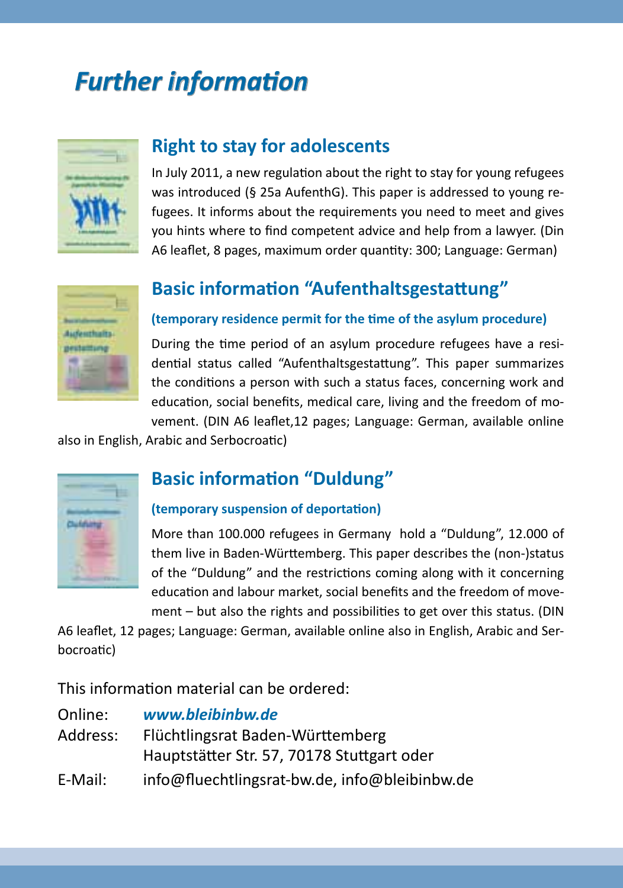# *Further information*

## Right to stay for adolescents

In July 2011, a new regulation about the right to stay for young refugees was introduced (§ 25a AufenthG). This paper is addressed to young refugees. It informs about the requirements you need to meet and gives you hints where to find competent advice and help from a lawyer. (Din A6 leaflet, 8 pages, maximum order quantity: 300; Language: German)

## Basic information "Aufenthaltsgestattung"

**(temporary residence permit for the time of the asylum procedure)**

During the time period of an asylum procedure refugees have a residential status called "Aufenthaltsgestattung". This paper summarizes the conditions a person with such a status faces, concerning work and education, social benefits, medical care, living and the freedom of movement. (DIN A6 leaflet,12 pages; Language: German, available online also in English, Arabic and Serbocroatic)

## Basic information "Duldung"

**(temporary suspension of deportation)**

More than 100.000 refugees in Germany hold a "Duldung", 12.000 of them live in Baden-Württemberg. This paper describes the (non-)status of the "Duldung" and the restrictions coming along with it concerning education and labour market, social benefits and the freedom of movement – but also the rights and possibilities to get over this status. (DIN A6 leaflet, 12 pages; Language: German, available online also in English, Arabic and Serbocroatic)

This information material can be ordered:

Online: ***www.bleibinbw.de***
Address: Flüchtlingsrat Baden-Württemberg
Hauptstätter Str. 57, 70178 Stuttgart oder
E-Mail: info@fluechtlingsrat-bw.de, info@bleibinbw.de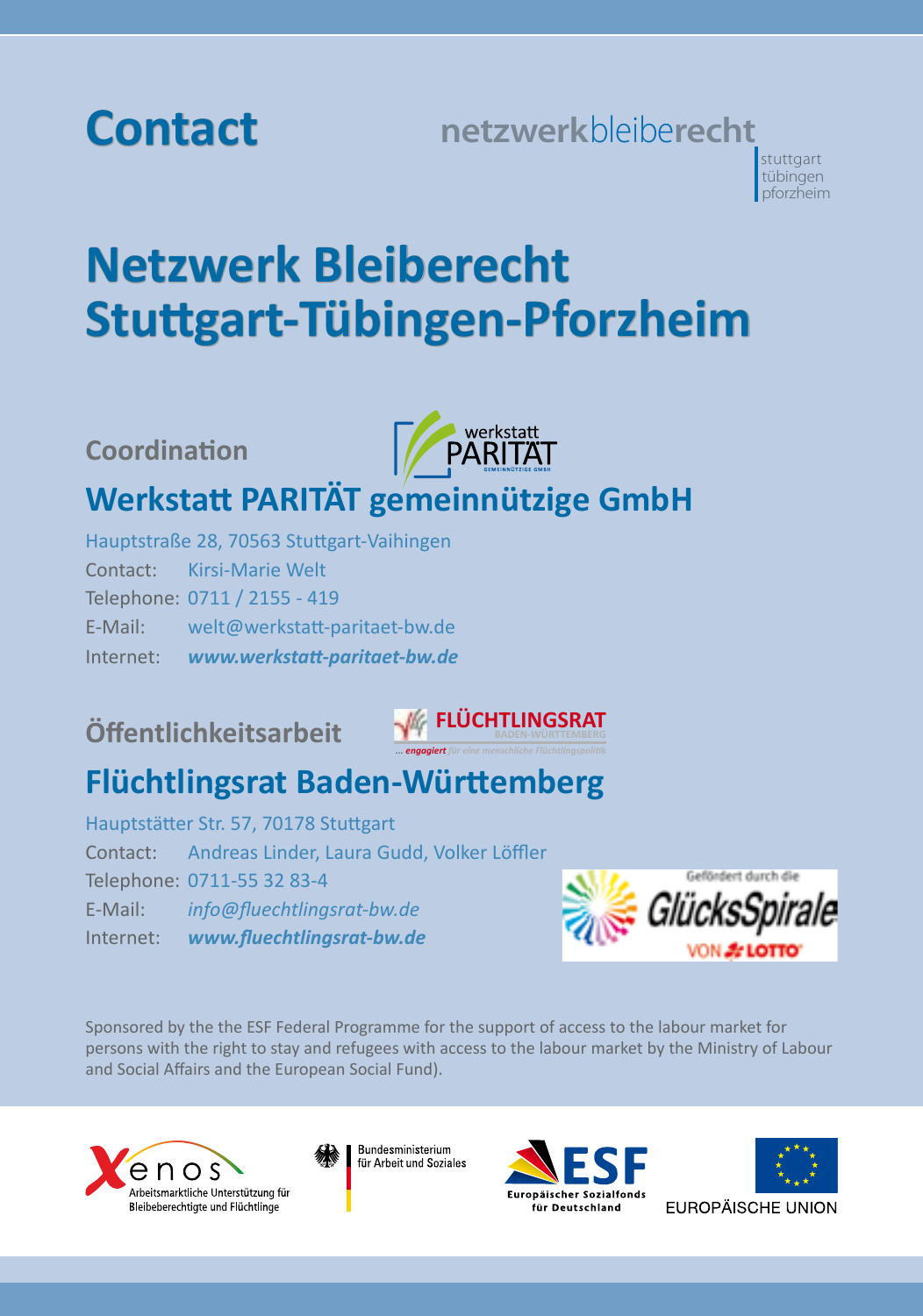# Contact

netzwerkbleiberecht
stuttgart
tübingen
pforzheim

# Netzwerk Bleiberecht Stuttgart-Tübingen-Pforzheim

### Coordination

werkstatt PARITÄT GEMEINNÜTZIGE GMBH

## Werkstatt PARITÄT gemeinnützige GmbH

Hauptstraße 28, 70563 Stuttgart-Vaihingen
Contact: Kirsi-Marie Welt
Telephone: 0711 / 2155 - 419
E-Mail: welt@werkstatt-paritaet-bw.de
Internet: ***www.werkstatt-paritaet-bw.de***

### Öffentlichkeitsarbeit

FLÜCHTLINGSRAT BADEN-WÜRTTEMBERG
*... engagiert für eine menschliche Flüchtlingspolitik*

## Flüchtlingsrat Baden-Württemberg

Hauptstätter Str. 57, 70178 Stuttgart
Contact: Andreas Linder, Laura Gudd, Volker Löffler
Telephone: 0711-55 32 83-4
E-Mail: *info@fluechtlingsrat-bw.de*
Internet: ***www.fluechtlingsrat-bw.de***

Gefördert durch die GlücksSpirale VON LOTTO

Sponsored by the the ESF Federal Programme for the support of access to the labour market for persons with the right to stay and refugees with access to the labour market by the Ministry of Labour and Social Affairs and the European Social Fund).

Xenos Arbeitsmarktliche Unterstützung für Bleibeberechtigte und Flüchtlinge

Bundesministerium für Arbeit und Soziales

ESF Europäischer Sozialfonds für Deutschland

EUROPÄISCHE UNION